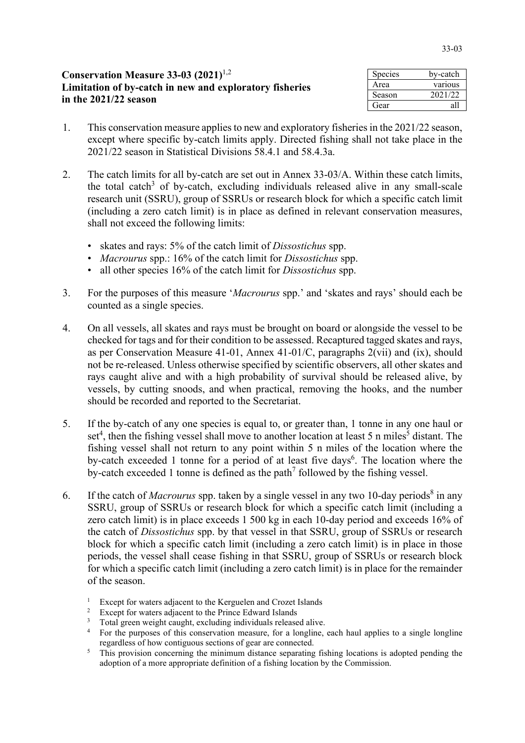# Conservation Measure 33-03 (2021)[1,2]

## Limitation of by-catch in new and exploratory fisheries in the 2021/22 season

| Species | by-catch |
|---|---|
| Area | various |
| Season | 2021/22 |
| Gear | all |

1. This conservation measure applies to new and exploratory fisheries in the 2021/22 season, except where specific by-catch limits apply. Directed fishing shall not take place in the 2021/22 season in Statistical Divisions 58.4.1 and 58.4.3a.

2. The catch limits for all by-catch are set out in Annex 33-03/A. Within these catch limits, the total catch[3] of by-catch, excluding individuals released alive in any small-scale research unit (SSRU), group of SSRUs or research block for which a specific catch limit (including a zero catch limit) is in place as defined in relevant conservation measures, shall not exceed the following limits:

   - skates and rays: 5% of the catch limit of *Dissostichus* spp.
   - *Macrourus* spp.: 16% of the catch limit for *Dissostichus* spp.
   - all other species 16% of the catch limit for *Dissostichus* spp.

3. For the purposes of this measure '*Macrourus* spp.' and 'skates and rays' should each be counted as a single species.

4. On all vessels, all skates and rays must be brought on board or alongside the vessel to be checked for tags and for their condition to be assessed. Recaptured tagged skates and rays, as per Conservation Measure 41-01, Annex 41-01/C, paragraphs 2(vii) and (ix), should not be re-released. Unless otherwise specified by scientific observers, all other skates and rays caught alive and with a high probability of survival should be released alive, by vessels, by cutting snoods, and when practical, removing the hooks, and the number should be recorded and reported to the Secretariat.

5. If the by-catch of any one species is equal to, or greater than, 1 tonne in any one haul or set[4], then the fishing vessel shall move to another location at least 5 n miles[5] distant. The fishing vessel shall not return to any point within 5 n miles of the location where the by-catch exceeded 1 tonne for a period of at least five days[6]. The location where the by-catch exceeded 1 tonne is defined as the path[7] followed by the fishing vessel.

6. If the catch of *Macrourus* spp. taken by a single vessel in any two 10-day periods[8] in any SSRU, group of SSRUs or research block for which a specific catch limit (including a zero catch limit) is in place exceeds 1 500 kg in each 10-day period and exceeds 16% of the catch of *Dissostichus* spp. by that vessel in that SSRU, group of SSRUs or research block for which a specific catch limit (including a zero catch limit) is in place in those periods, the vessel shall cease fishing in that SSRU, group of SSRUs or research block for which a specific catch limit (including a zero catch limit) is in place for the remainder of the season.

---

[1] Except for waters adjacent to the Kerguelen and Crozet Islands

[2] Except for waters adjacent to the Prince Edward Islands

[3] Total green weight caught, excluding individuals released alive.

[4] For the purposes of this conservation measure, for a longline, each haul applies to a single longline regardless of how contiguous sections of gear are connected.

[5] This provision concerning the minimum distance separating fishing locations is adopted pending the adoption of a more appropriate definition of a fishing location by the Commission.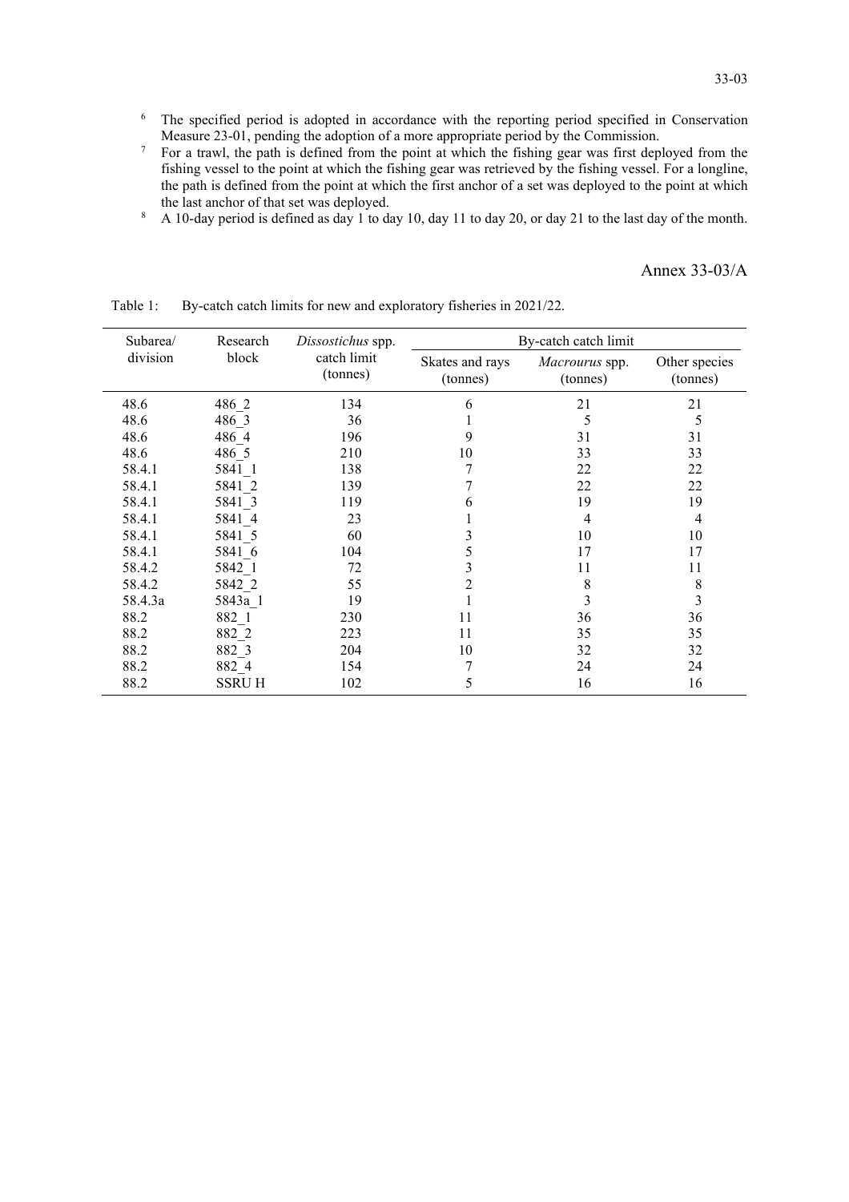6 The specified period is adopted in accordance with the reporting period specified in Conservation Measure 23-01, pending the adoption of a more appropriate period by the Commission.

7 For a trawl, the path is defined from the point at which the fishing gear was first deployed from the fishing vessel to the point at which the fishing gear was retrieved by the fishing vessel. For a longline, the path is defined from the point at which the first anchor of a set was deployed to the point at which the last anchor of that set was deployed.

8 A 10-day period is defined as day 1 to day 10, day 11 to day 20, or day 21 to the last day of the month.

## Annex 33-03/A

Table 1: By-catch catch limits for new and exploratory fisheries in 2021/22.

| Subarea/ division | Research block | *Dissostichus* spp. catch limit (tonnes) | By-catch catch limit | | |
|---|---|---|---|---|---|
| | | | Skates and rays (tonnes) | *Macrourus* spp. (tonnes) | Other species (tonnes) |
| 48.6 | 486_2 | 134 | 6 | 21 | 21 |
| 48.6 | 486_3 | 36 | 1 | 5 | 5 |
| 48.6 | 486_4 | 196 | 9 | 31 | 31 |
| 48.6 | 486_5 | 210 | 10 | 33 | 33 |
| 58.4.1 | 5841_1 | 138 | 7 | 22 | 22 |
| 58.4.1 | 5841_2 | 139 | 7 | 22 | 22 |
| 58.4.1 | 5841_3 | 119 | 6 | 19 | 19 |
| 58.4.1 | 5841_4 | 23 | 1 | 4 | 4 |
| 58.4.1 | 5841_5 | 60 | 3 | 10 | 10 |
| 58.4.1 | 5841_6 | 104 | 5 | 17 | 17 |
| 58.4.2 | 5842_1 | 72 | 3 | 11 | 11 |
| 58.4.2 | 5842_2 | 55 | 2 | 8 | 8 |
| 58.4.3a | 5843a_1 | 19 | 1 | 3 | 3 |
| 88.2 | 882_1 | 230 | 11 | 36 | 36 |
| 88.2 | 882_2 | 223 | 11 | 35 | 35 |
| 88.2 | 882_3 | 204 | 10 | 32 | 32 |
| 88.2 | 882_4 | 154 | 7 | 24 | 24 |
| 88.2 | SSRU H | 102 | 5 | 16 | 16 |